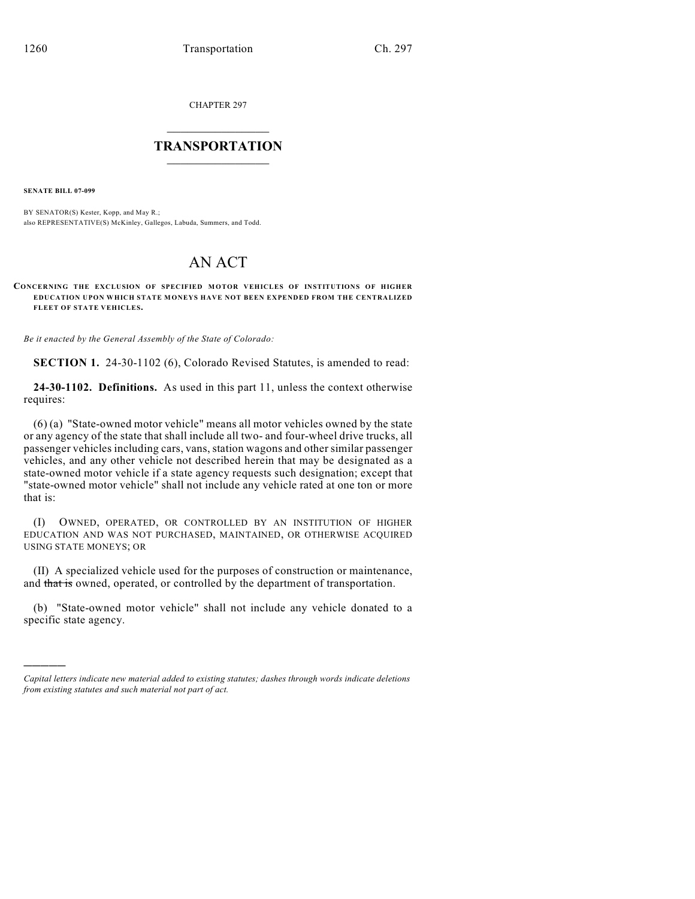CHAPTER 297

# TRANSPORTATION

**SENATE BILL 07-099**

BY SENATOR(S) Kester, Kopp, and May R.;
also REPRESENTATIVE(S) McKinley, Gallegos, Labuda, Summers, and Todd.

# AN ACT

**CONCERNING THE EXCLUSION OF SPECIFIED MOTOR VEHICLES OF INSTITUTIONS OF HIGHER EDUCATION UPON WHICH STATE MONEYS HAVE NOT BEEN EXPENDED FROM THE CENTRALIZED FLEET OF STATE VEHICLES.**

*Be it enacted by the General Assembly of the State of Colorado:*

**SECTION 1.** 24-30-1102 (6), Colorado Revised Statutes, is amended to read:

**24-30-1102. Definitions.** As used in this part 11, unless the context otherwise requires:

(6) (a) "State-owned motor vehicle" means all motor vehicles owned by the state or any agency of the state that shall include all two- and four-wheel drive trucks, all passenger vehicles including cars, vans, station wagons and other similar passenger vehicles, and any other vehicle not described herein that may be designated as a state-owned motor vehicle if a state agency requests such designation; except that "state-owned motor vehicle" shall not include any vehicle rated at one ton or more that is:

(I) OWNED, OPERATED, OR CONTROLLED BY AN INSTITUTION OF HIGHER EDUCATION AND WAS NOT PURCHASED, MAINTAINED, OR OTHERWISE ACQUIRED USING STATE MONEYS; OR

(II) A specialized vehicle used for the purposes of construction or maintenance, and ~~that is~~ owned, operated, or controlled by the department of transportation.

(b) "State-owned motor vehicle" shall not include any vehicle donated to a specific state agency.

---

*Capital letters indicate new material added to existing statutes; dashes through words indicate deletions from existing statutes and such material not part of act.*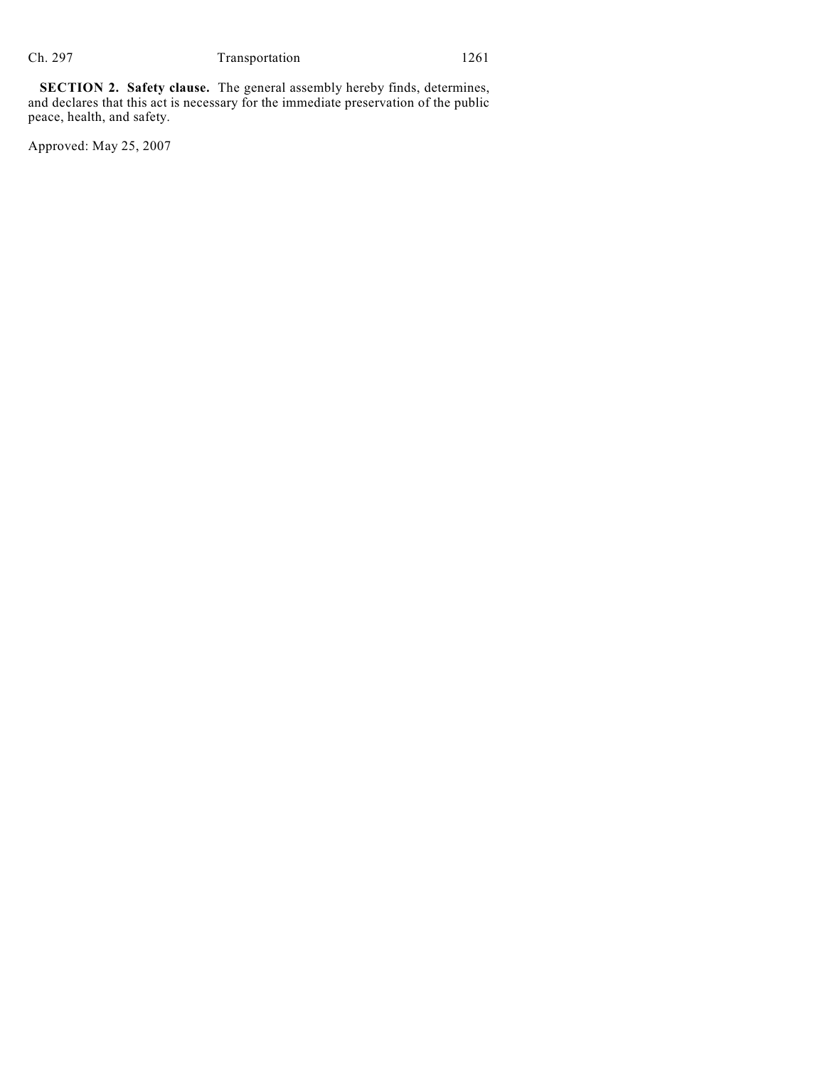**SECTION 2. Safety clause.** The general assembly hereby finds, determines, and declares that this act is necessary for the immediate preservation of the public peace, health, and safety.

Approved: May 25, 2007